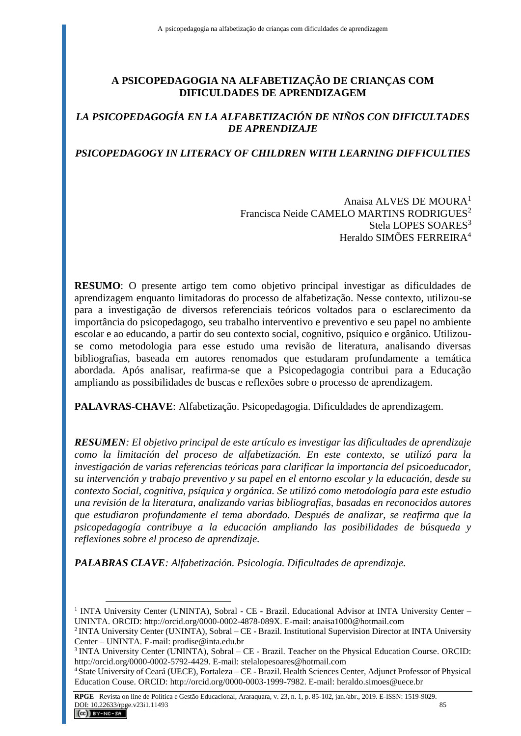# A PSICOPEDAGOGIA NA ALFABETIZAÇÃO DE CRIANÇAS COM DIFICULDADES DE APRENDIZAGEM

## *LA PSICOPEDAGOGÍA EN LA ALFABETIZACIÓN DE NIÑOS CON DIFICULTADES DE APRENDIZAJE*

## *PSICOPEDAGOGY IN LITERACY OF CHILDREN WITH LEARNING DIFFICULTIES*

Anaisa ALVES DE MOURA[1]
Francisca Neide CAMELO MARTINS RODRIGUES[2]
Stela LOPES SOARES[3]
Heraldo SIMÕES FERREIRA[4]

**RESUMO**: O presente artigo tem como objetivo principal investigar as dificuldades de aprendizagem enquanto limitadoras do processo de alfabetização. Nesse contexto, utilizou-se para a investigação de diversos referenciais teóricos voltados para o esclarecimento da importância do psicopedagogo, seu trabalho interventivo e preventivo e seu papel no ambiente escolar e ao educando, a partir do seu contexto social, cognitivo, psíquico e orgânico. Utilizou-se como metodologia para esse estudo uma revisão de literatura, analisando diversas bibliografias, baseada em autores renomados que estudaram profundamente a temática abordada. Após analisar, reafirma-se que a Psicopedagogia contribui para a Educação ampliando as possibilidades de buscas e reflexões sobre o processo de aprendizagem.

**PALAVRAS-CHAVE**: Alfabetização. Psicopedagogia. Dificuldades de aprendizagem.

***RESUMEN**: El objetivo principal de este artículo es investigar las dificultades de aprendizaje como la limitación del proceso de alfabetización. En este contexto, se utilizó para la investigación de varias referencias teóricas para clarificar la importancia del psicoeducador, su intervención y trabajo preventivo y su papel en el entorno escolar y la educación, desde su contexto Social, cognitiva, psíquica y orgánica. Se utilizó como metodología para este estudio una revisión de la literatura, analizando varias bibliografías, basadas en reconocidos autores que estudiaron profundamente el tema abordado. Después de analizar, se reafirma que la psicopedagogía contribuye a la educación ampliando las posibilidades de búsqueda y reflexiones sobre el proceso de aprendizaje.*

***PALABRAS CLAVE**: Alfabetización. Psicología. Dificultades de aprendizaje.*

---

[1] INTA University Center (UNINTA), Sobral - CE - Brazil. Educational Advisor at INTA University Center – UNINTA. ORCID: http://orcid.org/0000-0002-4878-089X. E-mail: anaisa1000@hotmail.com

[2] INTA University Center (UNINTA), Sobral – CE - Brazil. Institutional Supervision Director at INTA University Center – UNINTA. E-mail: prodise@inta.edu.br

[3] INTA University Center (UNINTA), Sobral – CE - Brazil. Teacher on the Physical Education Course. ORCID: http://orcid.org/0000-0002-5792-4429. E-mail: stelalopesoares@hotmail.com

[4] State University of Ceará (UECE), Fortaleza – CE - Brazil. Health Sciences Center, Adjunct Professor of Physical Education Couse. ORCID: http://orcid.org/0000-0003-1999-7982. E-mail: heraldo.simoes@uece.br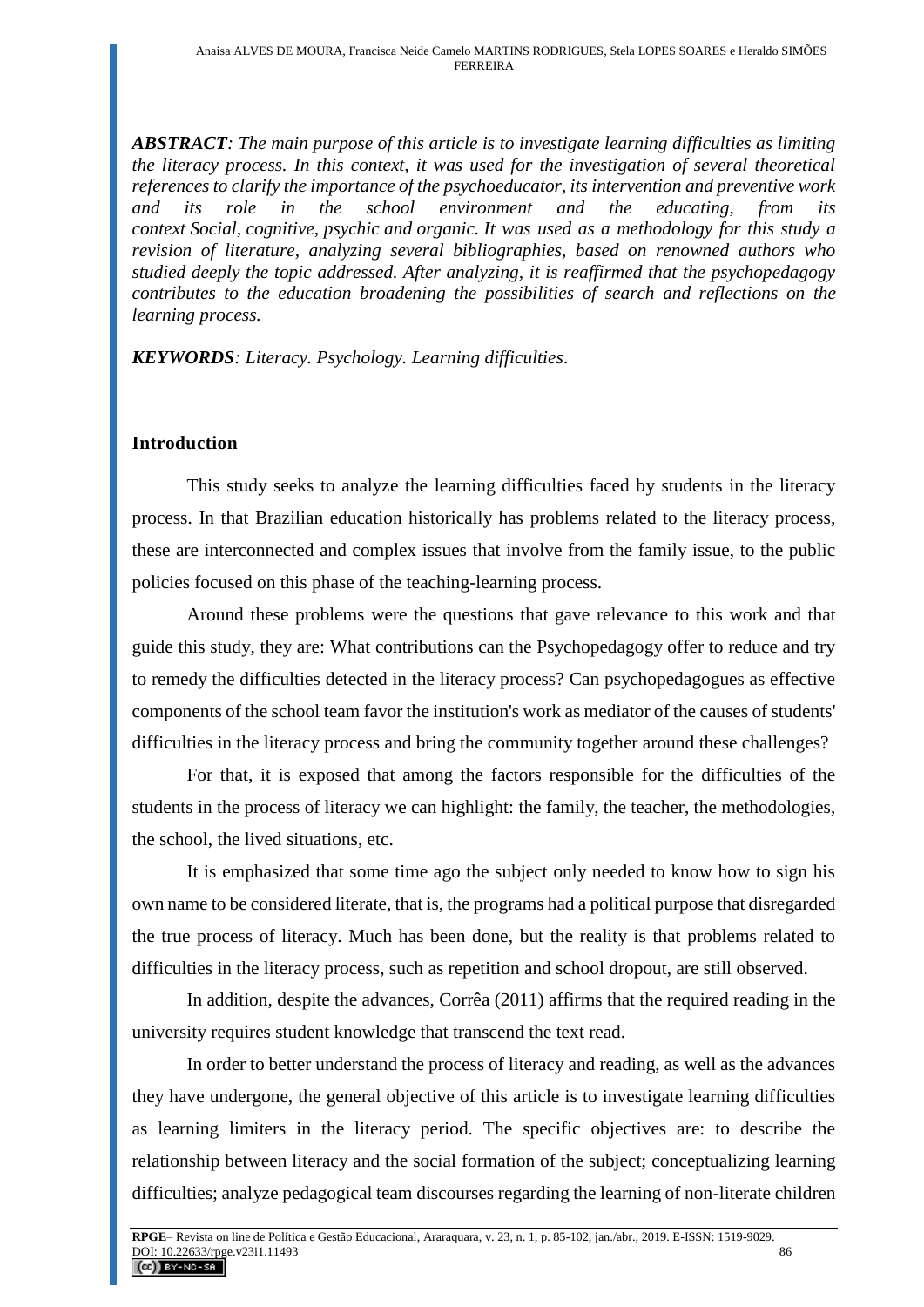***ABSTRACT****: The main purpose of this article is to investigate learning difficulties as limiting the literacy process. In this context, it was used for the investigation of several theoretical references to clarify the importance of the psychoeducator, its intervention and preventive work and its role in the school environment and the educating, from its context Social, cognitive, psychic and organic. It was used as a methodology for this study a revision of literature, analyzing several bibliographies, based on renowned authors who studied deeply the topic addressed. After analyzing, it is reaffirmed that the psychopedagogy contributes to the education broadening the possibilities of search and reflections on the learning process.*

***KEYWORDS****: Literacy. Psychology. Learning difficulties.*

## Introduction

This study seeks to analyze the learning difficulties faced by students in the literacy process. In that Brazilian education historically has problems related to the literacy process, these are interconnected and complex issues that involve from the family issue, to the public policies focused on this phase of the teaching-learning process.

Around these problems were the questions that gave relevance to this work and that guide this study, they are: What contributions can the Psychopedagogy offer to reduce and try to remedy the difficulties detected in the literacy process? Can psychopedagogues as effective components of the school team favor the institution's work as mediator of the causes of students' difficulties in the literacy process and bring the community together around these challenges?

For that, it is exposed that among the factors responsible for the difficulties of the students in the process of literacy we can highlight: the family, the teacher, the methodologies, the school, the lived situations, etc.

It is emphasized that some time ago the subject only needed to know how to sign his own name to be considered literate, that is, the programs had a political purpose that disregarded the true process of literacy. Much has been done, but the reality is that problems related to difficulties in the literacy process, such as repetition and school dropout, are still observed.

In addition, despite the advances, Corrêa (2011) affirms that the required reading in the university requires student knowledge that transcend the text read.

In order to better understand the process of literacy and reading, as well as the advances they have undergone, the general objective of this article is to investigate learning difficulties as learning limiters in the literacy period. The specific objectives are: to describe the relationship between literacy and the social formation of the subject; conceptualizing learning difficulties; analyze pedagogical team discourses regarding the learning of non-literate children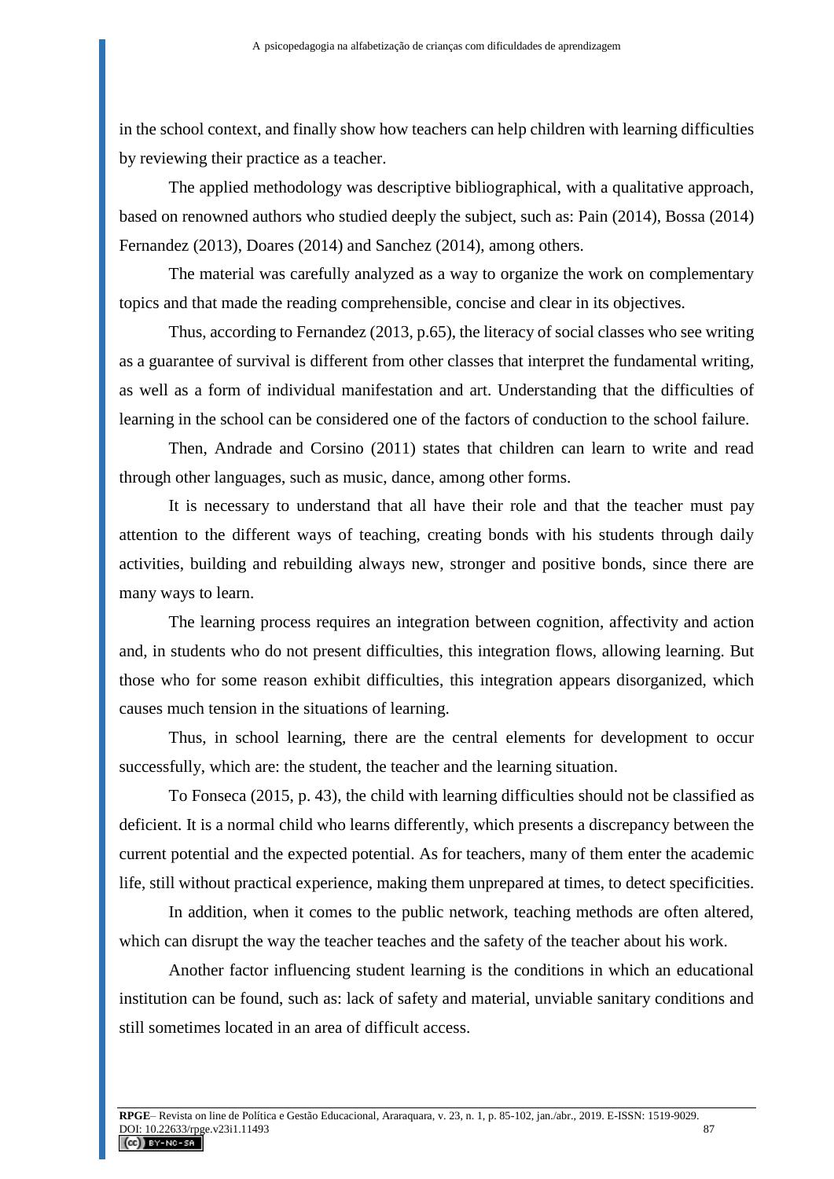in the school context, and finally show how teachers can help children with learning difficulties by reviewing their practice as a teacher.

The applied methodology was descriptive bibliographical, with a qualitative approach, based on renowned authors who studied deeply the subject, such as: Pain (2014), Bossa (2014) Fernandez (2013), Doares (2014) and Sanchez (2014), among others.

The material was carefully analyzed as a way to organize the work on complementary topics and that made the reading comprehensible, concise and clear in its objectives.

Thus, according to Fernandez (2013, p.65), the literacy of social classes who see writing as a guarantee of survival is different from other classes that interpret the fundamental writing, as well as a form of individual manifestation and art. Understanding that the difficulties of learning in the school can be considered one of the factors of conduction to the school failure.

Then, Andrade and Corsino (2011) states that children can learn to write and read through other languages, such as music, dance, among other forms.

It is necessary to understand that all have their role and that the teacher must pay attention to the different ways of teaching, creating bonds with his students through daily activities, building and rebuilding always new, stronger and positive bonds, since there are many ways to learn.

The learning process requires an integration between cognition, affectivity and action and, in students who do not present difficulties, this integration flows, allowing learning. But those who for some reason exhibit difficulties, this integration appears disorganized, which causes much tension in the situations of learning.

Thus, in school learning, there are the central elements for development to occur successfully, which are: the student, the teacher and the learning situation.

To Fonseca (2015, p. 43), the child with learning difficulties should not be classified as deficient. It is a normal child who learns differently, which presents a discrepancy between the current potential and the expected potential. As for teachers, many of them enter the academic life, still without practical experience, making them unprepared at times, to detect specificities.

In addition, when it comes to the public network, teaching methods are often altered, which can disrupt the way the teacher teaches and the safety of the teacher about his work.

Another factor influencing student learning is the conditions in which an educational institution can be found, such as: lack of safety and material, unviable sanitary conditions and still sometimes located in an area of difficult access.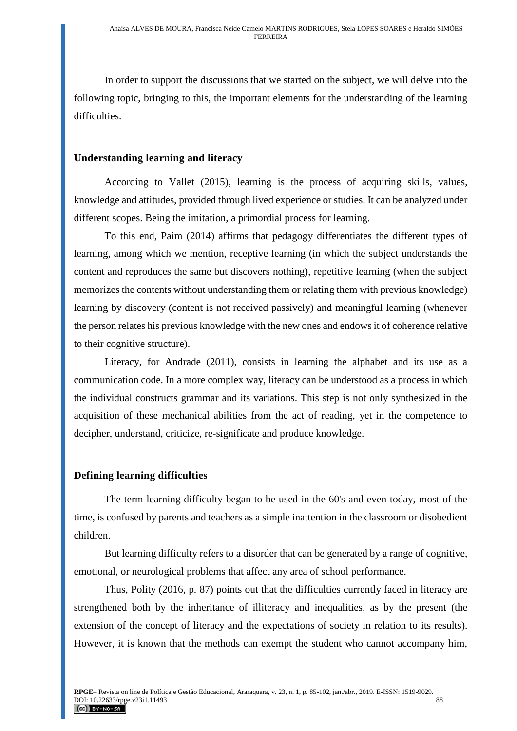In order to support the discussions that we started on the subject, we will delve into the following topic, bringing to this, the important elements for the understanding of the learning difficulties.

## Understanding learning and literacy

According to Vallet (2015), learning is the process of acquiring skills, values, knowledge and attitudes, provided through lived experience or studies. It can be analyzed under different scopes. Being the imitation, a primordial process for learning.

To this end, Paim (2014) affirms that pedagogy differentiates the different types of learning, among which we mention, receptive learning (in which the subject understands the content and reproduces the same but discovers nothing), repetitive learning (when the subject memorizes the contents without understanding them or relating them with previous knowledge) learning by discovery (content is not received passively) and meaningful learning (whenever the person relates his previous knowledge with the new ones and endows it of coherence relative to their cognitive structure).

Literacy, for Andrade (2011), consists in learning the alphabet and its use as a communication code. In a more complex way, literacy can be understood as a process in which the individual constructs grammar and its variations. This step is not only synthesized in the acquisition of these mechanical abilities from the act of reading, yet in the competence to decipher, understand, criticize, re-significate and produce knowledge.

## Defining learning difficulties

The term learning difficulty began to be used in the 60's and even today, most of the time, is confused by parents and teachers as a simple inattention in the classroom or disobedient children.

But learning difficulty refers to a disorder that can be generated by a range of cognitive, emotional, or neurological problems that affect any area of school performance.

Thus, Polity (2016, p. 87) points out that the difficulties currently faced in literacy are strengthened both by the inheritance of illiteracy and inequalities, as by the present (the extension of the concept of literacy and the expectations of society in relation to its results). However, it is known that the methods can exempt the student who cannot accompany him,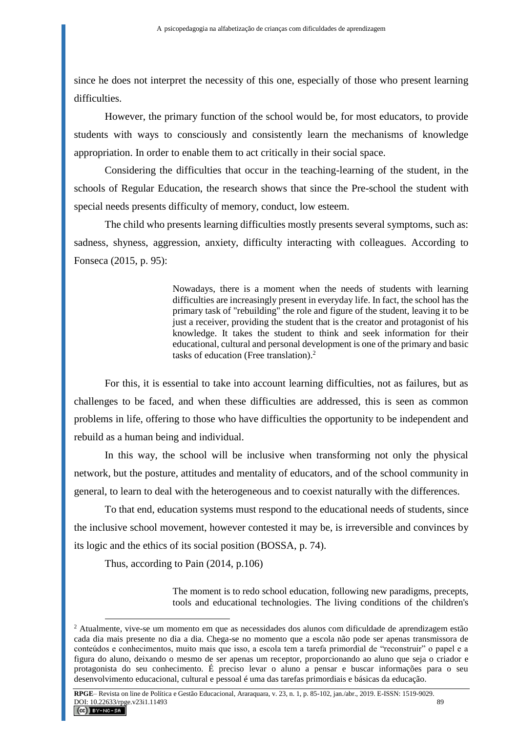since he does not interpret the necessity of this one, especially of those who present learning difficulties.

However, the primary function of the school would be, for most educators, to provide students with ways to consciously and consistently learn the mechanisms of knowledge appropriation. In order to enable them to act critically in their social space.

Considering the difficulties that occur in the teaching-learning of the student, in the schools of Regular Education, the research shows that since the Pre-school the student with special needs presents difficulty of memory, conduct, low esteem.

The child who presents learning difficulties mostly presents several symptoms, such as: sadness, shyness, aggression, anxiety, difficulty interacting with colleagues. According to Fonseca (2015, p. 95):

> Nowadays, there is a moment when the needs of students with learning difficulties are increasingly present in everyday life. In fact, the school has the primary task of "rebuilding" the role and figure of the student, leaving it to be just a receiver, providing the student that is the creator and protagonist of his knowledge. It takes the student to think and seek information for their educational, cultural and personal development is one of the primary and basic tasks of education (Free translation).[2]

For this, it is essential to take into account learning difficulties, not as failures, but as challenges to be faced, and when these difficulties are addressed, this is seen as common problems in life, offering to those who have difficulties the opportunity to be independent and rebuild as a human being and individual.

In this way, the school will be inclusive when transforming not only the physical network, but the posture, attitudes and mentality of educators, and of the school community in general, to learn to deal with the heterogeneous and to coexist naturally with the differences.

To that end, education systems must respond to the educational needs of students, since the inclusive school movement, however contested it may be, is irreversible and convinces by its logic and the ethics of its social position (BOSSA, p. 74).

Thus, according to Pain (2014, p.106)

> The moment is to redo school education, following new paradigms, precepts, tools and educational technologies. The living conditions of the children's

[2] Atualmente, vive-se um momento em que as necessidades dos alunos com dificuldade de aprendizagem estão cada dia mais presente no dia a dia. Chega-se no momento que a escola não pode ser apenas transmissora de conteúdos e conhecimentos, muito mais que isso, a escola tem a tarefa primordial de "reconstruir" o papel e a figura do aluno, deixando o mesmo de ser apenas um receptor, proporcionando ao aluno que seja o criador e protagonista do seu conhecimento. É preciso levar o aluno a pensar e buscar informações para o seu desenvolvimento educacional, cultural e pessoal é uma das tarefas primordiais e básicas da educação.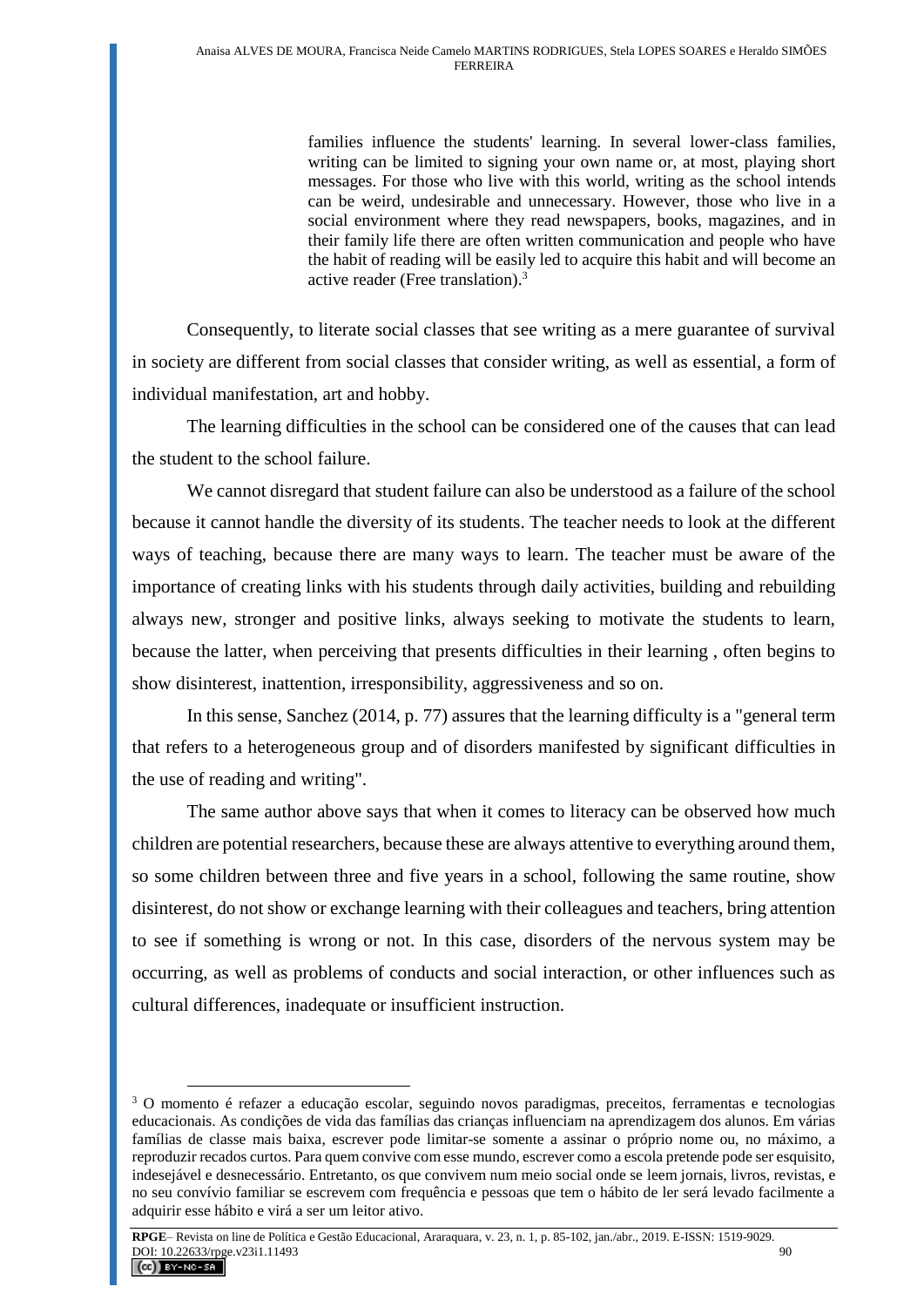> families influence the students' learning. In several lower-class families, writing can be limited to signing your own name or, at most, playing short messages. For those who live with this world, writing as the school intends can be weird, undesirable and unnecessary. However, those who live in a social environment where they read newspapers, books, magazines, and in their family life there are often written communication and people who have the habit of reading will be easily led to acquire this habit and will become an active reader (Free translation).[3]

Consequently, to literate social classes that see writing as a mere guarantee of survival in society are different from social classes that consider writing, as well as essential, a form of individual manifestation, art and hobby.

The learning difficulties in the school can be considered one of the causes that can lead the student to the school failure.

We cannot disregard that student failure can also be understood as a failure of the school because it cannot handle the diversity of its students. The teacher needs to look at the different ways of teaching, because there are many ways to learn. The teacher must be aware of the importance of creating links with his students through daily activities, building and rebuilding always new, stronger and positive links, always seeking to motivate the students to learn, because the latter, when perceiving that presents difficulties in their learning , often begins to show disinterest, inattention, irresponsibility, aggressiveness and so on.

In this sense, Sanchez (2014, p. 77) assures that the learning difficulty is a "general term that refers to a heterogeneous group and of disorders manifested by significant difficulties in the use of reading and writing".

The same author above says that when it comes to literacy can be observed how much children are potential researchers, because these are always attentive to everything around them, so some children between three and five years in a school, following the same routine, show disinterest, do not show or exchange learning with their colleagues and teachers, bring attention to see if something is wrong or not. In this case, disorders of the nervous system may be occurring, as well as problems of conducts and social interaction, or other influences such as cultural differences, inadequate or insufficient instruction.

---

[3] O momento é refazer a educação escolar, seguindo novos paradigmas, preceitos, ferramentas e tecnologias educacionais. As condições de vida das famílias das crianças influenciam na aprendizagem dos alunos. Em várias famílias de classe mais baixa, escrever pode limitar-se somente a assinar o próprio nome ou, no máximo, a reproduzir recados curtos. Para quem convive com esse mundo, escrever como a escola pretende pode ser esquisito, indesejável e desnecessário. Entretanto, os que convivem num meio social onde se leem jornais, livros, revistas, e no seu convívio familiar se escrevem com frequência e pessoas que tem o hábito de ler será levado facilmente a adquirir esse hábito e virá a ser um leitor ativo.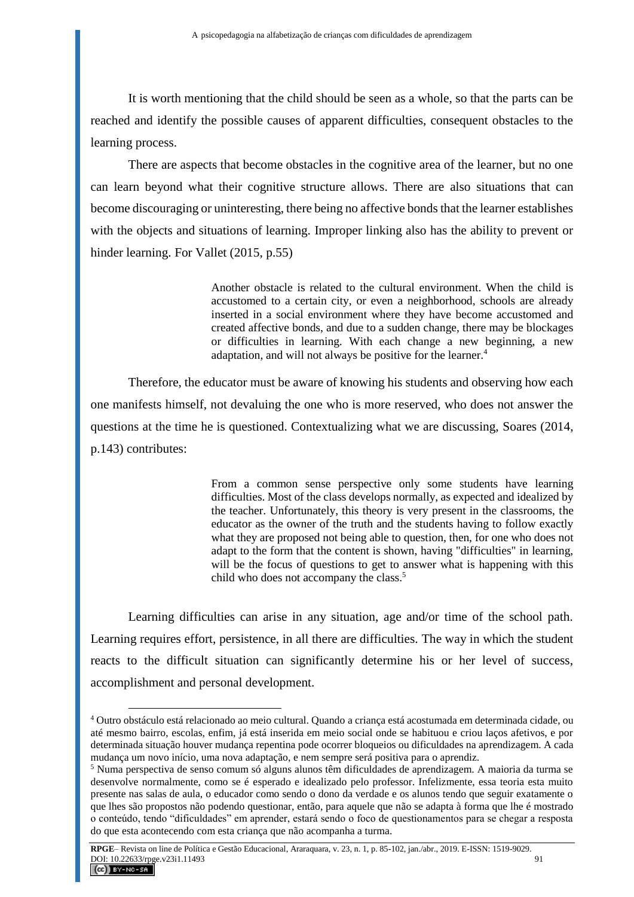It is worth mentioning that the child should be seen as a whole, so that the parts can be reached and identify the possible causes of apparent difficulties, consequent obstacles to the learning process.

There are aspects that become obstacles in the cognitive area of the learner, but no one can learn beyond what their cognitive structure allows. There are also situations that can become discouraging or uninteresting, there being no affective bonds that the learner establishes with the objects and situations of learning. Improper linking also has the ability to prevent or hinder learning. For Vallet (2015, p.55)

> Another obstacle is related to the cultural environment. When the child is accustomed to a certain city, or even a neighborhood, schools are already inserted in a social environment where they have become accustomed and created affective bonds, and due to a sudden change, there may be blockages or difficulties in learning. With each change a new beginning, a new adaptation, and will not always be positive for the learner.[4]

Therefore, the educator must be aware of knowing his students and observing how each one manifests himself, not devaluing the one who is more reserved, who does not answer the questions at the time he is questioned. Contextualizing what we are discussing, Soares (2014, p.143) contributes:

> From a common sense perspective only some students have learning difficulties. Most of the class develops normally, as expected and idealized by the teacher. Unfortunately, this theory is very present in the classrooms, the educator as the owner of the truth and the students having to follow exactly what they are proposed not being able to question, then, for one who does not adapt to the form that the content is shown, having "difficulties" in learning, will be the focus of questions to get to answer what is happening with this child who does not accompany the class.[5]

Learning difficulties can arise in any situation, age and/or time of the school path. Learning requires effort, persistence, in all there are difficulties. The way in which the student reacts to the difficult situation can significantly determine his or her level of success, accomplishment and personal development.

---

[4] Outro obstáculo está relacionado ao meio cultural. Quando a criança está acostumada em determinada cidade, ou até mesmo bairro, escolas, enfim, já está inserida em meio social onde se habituou e criou laços afetivos, e por determinada situação houver mudança repentina pode ocorrer bloqueios ou dificuldades na aprendizagem. A cada mudança um novo início, uma nova adaptação, e nem sempre será positiva para o aprendiz.

[5] Numa perspectiva de senso comum só alguns alunos têm dificuldades de aprendizagem. A maioria da turma se desenvolve normalmente, como se é esperado e idealizado pelo professor. Infelizmente, essa teoria esta muito presente nas salas de aula, o educador como sendo o dono da verdade e os alunos tendo que seguir exatamente o que lhes são propostos não podendo questionar, então, para aquele que não se adapta à forma que lhe é mostrado o conteúdo, tendo "dificuldades" em aprender, estará sendo o foco de questionamentos para se chegar a resposta do que esta acontecendo com esta criança que não acompanha a turma.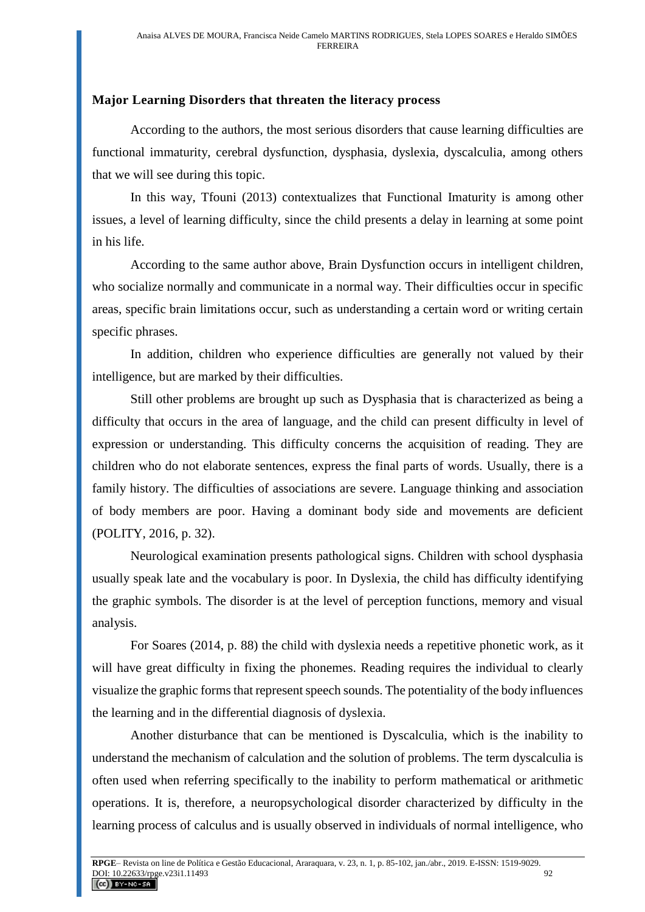## Major Learning Disorders that threaten the literacy process

According to the authors, the most serious disorders that cause learning difficulties are functional immaturity, cerebral dysfunction, dysphasia, dyslexia, dyscalculia, among others that we will see during this topic.

In this way, Tfouni (2013) contextualizes that Functional Imaturity is among other issues, a level of learning difficulty, since the child presents a delay in learning at some point in his life.

According to the same author above, Brain Dysfunction occurs in intelligent children, who socialize normally and communicate in a normal way. Their difficulties occur in specific areas, specific brain limitations occur, such as understanding a certain word or writing certain specific phrases.

In addition, children who experience difficulties are generally not valued by their intelligence, but are marked by their difficulties.

Still other problems are brought up such as Dysphasia that is characterized as being a difficulty that occurs in the area of language, and the child can present difficulty in level of expression or understanding. This difficulty concerns the acquisition of reading. They are children who do not elaborate sentences, express the final parts of words. Usually, there is a family history. The difficulties of associations are severe. Language thinking and association of body members are poor. Having a dominant body side and movements are deficient (POLITY, 2016, p. 32).

Neurological examination presents pathological signs. Children with school dysphasia usually speak late and the vocabulary is poor. In Dyslexia, the child has difficulty identifying the graphic symbols. The disorder is at the level of perception functions, memory and visual analysis.

For Soares (2014, p. 88) the child with dyslexia needs a repetitive phonetic work, as it will have great difficulty in fixing the phonemes. Reading requires the individual to clearly visualize the graphic forms that represent speech sounds. The potentiality of the body influences the learning and in the differential diagnosis of dyslexia.

Another disturbance that can be mentioned is Dyscalculia, which is the inability to understand the mechanism of calculation and the solution of problems. The term dyscalculia is often used when referring specifically to the inability to perform mathematical or arithmetic operations. It is, therefore, a neuropsychological disorder characterized by difficulty in the learning process of calculus and is usually observed in individuals of normal intelligence, who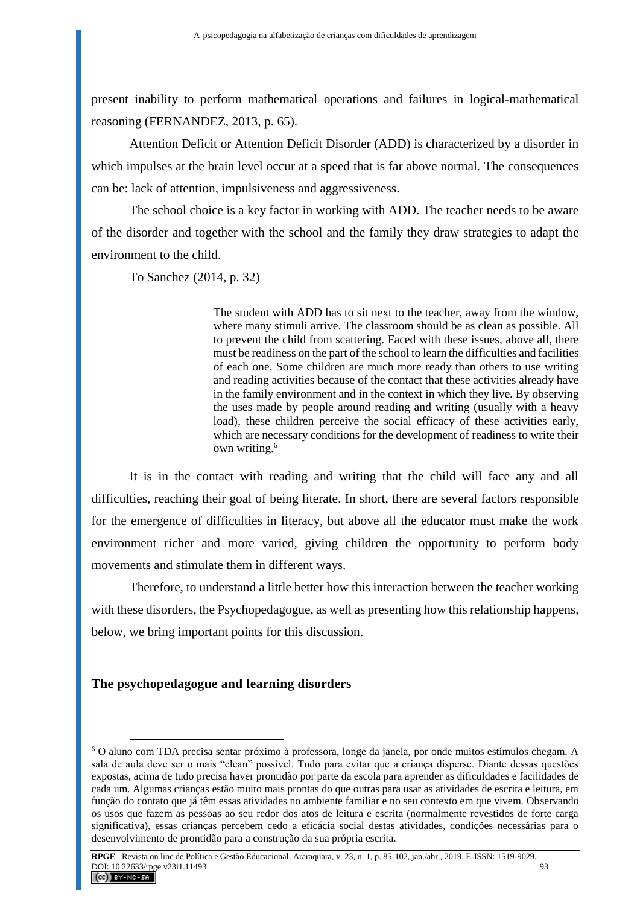present inability to perform mathematical operations and failures in logical-mathematical reasoning (FERNANDEZ, 2013, p. 65).

Attention Deficit or Attention Deficit Disorder (ADD) is characterized by a disorder in which impulses at the brain level occur at a speed that is far above normal. The consequences can be: lack of attention, impulsiveness and aggressiveness.

The school choice is a key factor in working with ADD. The teacher needs to be aware of the disorder and together with the school and the family they draw strategies to adapt the environment to the child.

To Sanchez (2014, p. 32)

> The student with ADD has to sit next to the teacher, away from the window, where many stimuli arrive. The classroom should be as clean as possible. All to prevent the child from scattering. Faced with these issues, above all, there must be readiness on the part of the school to learn the difficulties and facilities of each one. Some children are much more ready than others to use writing and reading activities because of the contact that these activities already have in the family environment and in the context in which they live. By observing the uses made by people around reading and writing (usually with a heavy load), these children perceive the social efficacy of these activities early, which are necessary conditions for the development of readiness to write their own writing.[6]

It is in the contact with reading and writing that the child will face any and all difficulties, reaching their goal of being literate. In short, there are several factors responsible for the emergence of difficulties in literacy, but above all the educator must make the work environment richer and more varied, giving children the opportunity to perform body movements and stimulate them in different ways.

Therefore, to understand a little better how this interaction between the teacher working with these disorders, the Psychopedagogue, as well as presenting how this relationship happens, below, we bring important points for this discussion.

## The psychopedagogue and learning disorders

[6] O aluno com TDA precisa sentar próximo à professora, longe da janela, por onde muitos estímulos chegam. A sala de aula deve ser o mais "clean" possível. Tudo para evitar que a criança disperse. Diante dessas questões expostas, acima de tudo precisa haver prontidão por parte da escola para aprender as dificuldades e facilidades de cada um. Algumas crianças estão muito mais prontas do que outras para usar as atividades de escrita e leitura, em função do contato que já têm essas atividades no ambiente familiar e no seu contexto em que vivem. Observando os usos que fazem as pessoas ao seu redor dos atos de leitura e escrita (normalmente revestidos de forte carga significativa), essas crianças percebem cedo a eficácia social destas atividades, condições necessárias para o desenvolvimento de prontidão para a construção da sua própria escrita.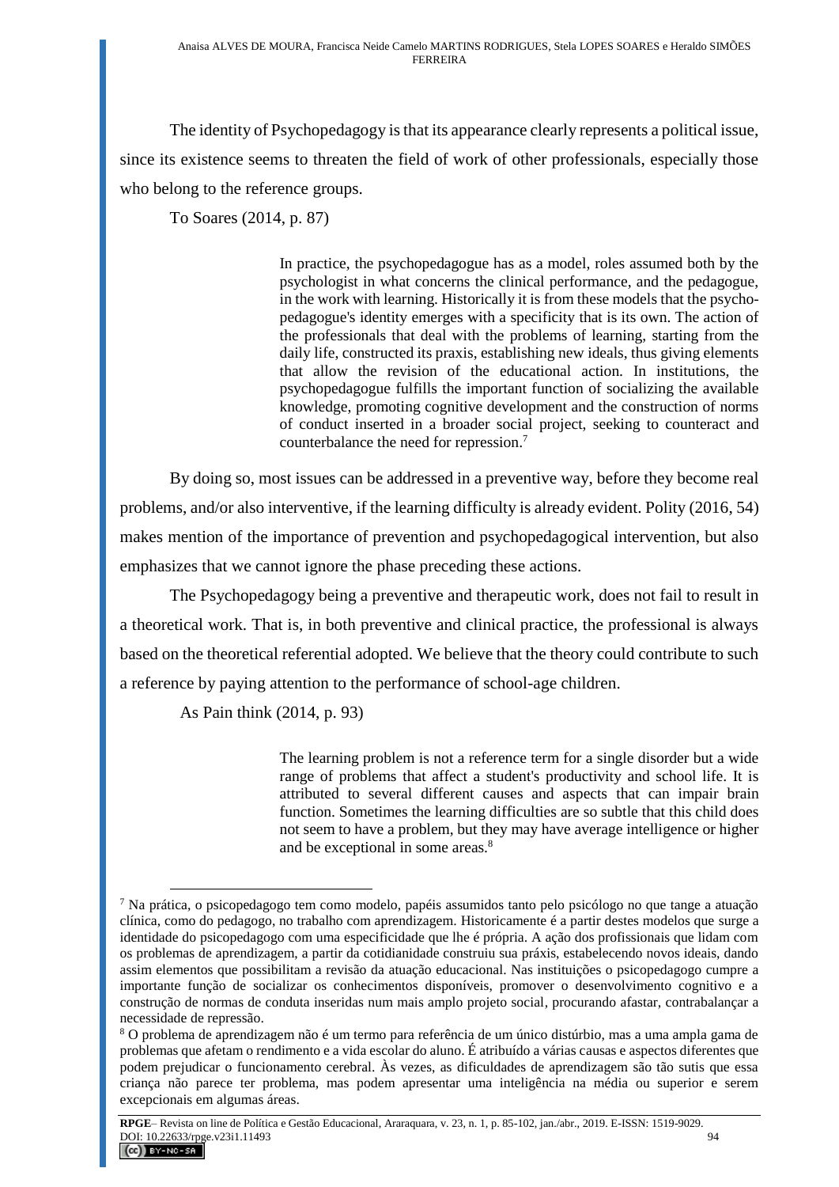The identity of Psychopedagogy is that its appearance clearly represents a political issue, since its existence seems to threaten the field of work of other professionals, especially those who belong to the reference groups.

To Soares (2014, p. 87)

> In practice, the psychopedagogue has as a model, roles assumed both by the psychologist in what concerns the clinical performance, and the pedagogue, in the work with learning. Historically it is from these models that the psycho-pedagogue's identity emerges with a specificity that is its own. The action of the professionals that deal with the problems of learning, starting from the daily life, constructed its praxis, establishing new ideals, thus giving elements that allow the revision of the educational action. In institutions, the psychopedagogue fulfills the important function of socializing the available knowledge, promoting cognitive development and the construction of norms of conduct inserted in a broader social project, seeking to counteract and counterbalance the need for repression.[7]

By doing so, most issues can be addressed in a preventive way, before they become real problems, and/or also interventive, if the learning difficulty is already evident. Polity (2016, 54) makes mention of the importance of prevention and psychopedagogical intervention, but also emphasizes that we cannot ignore the phase preceding these actions.

The Psychopedagogy being a preventive and therapeutic work, does not fail to result in a theoretical work. That is, in both preventive and clinical practice, the professional is always based on the theoretical referential adopted. We believe that the theory could contribute to such a reference by paying attention to the performance of school-age children.

As Pain think (2014, p. 93)

> The learning problem is not a reference term for a single disorder but a wide range of problems that affect a student's productivity and school life. It is attributed to several different causes and aspects that can impair brain function. Sometimes the learning difficulties are so subtle that this child does not seem to have a problem, but they may have average intelligence or higher and be exceptional in some areas.[8]

---

[7] Na prática, o psicopedagogo tem como modelo, papéis assumidos tanto pelo psicólogo no que tange a atuação clínica, como do pedagogo, no trabalho com aprendizagem. Historicamente é a partir destes modelos que surge a identidade do psicopedagogo com uma especificidade que lhe é própria. A ação dos profissionais que lidam com os problemas de aprendizagem, a partir da cotidianidade construiu sua práxis, estabelecendo novos ideais, dando assim elementos que possibilitam a revisão da atuação educacional. Nas instituições o psicopedagogo cumpre a importante função de socializar os conhecimentos disponíveis, promover o desenvolvimento cognitivo e a construção de normas de conduta inseridas num mais amplo projeto social, procurando afastar, contrabalançar a necessidade de repressão.

[8] O problema de aprendizagem não é um termo para referência de um único distúrbio, mas a uma ampla gama de problemas que afetam o rendimento e a vida escolar do aluno. É atribuído a várias causas e aspectos diferentes que podem prejudicar o funcionamento cerebral. Às vezes, as dificuldades de aprendizagem são tão sutis que essa criança não parece ter problema, mas podem apresentar uma inteligência na média ou superior e serem excepcionais em algumas áreas.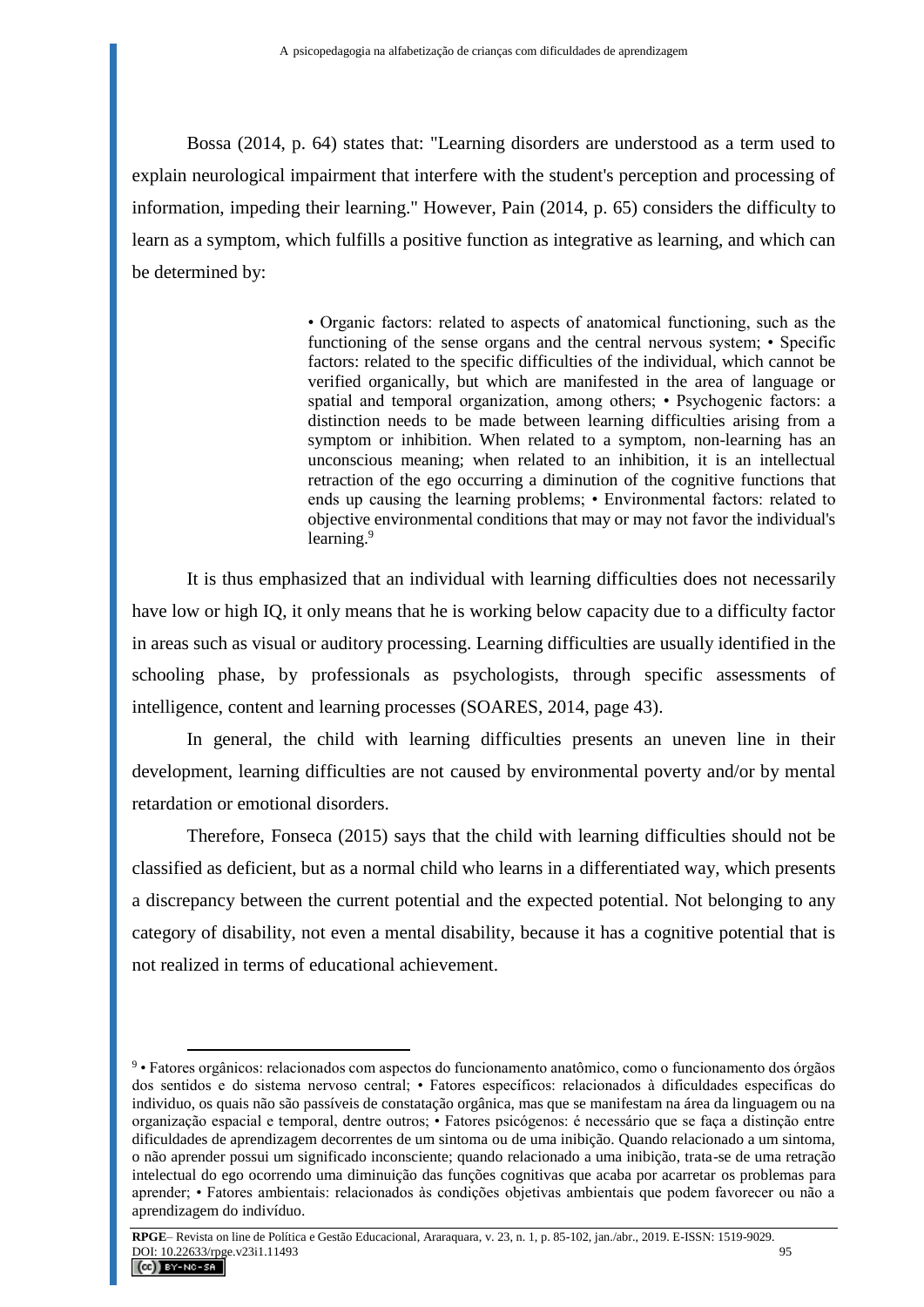Bossa (2014, p. 64) states that: "Learning disorders are understood as a term used to explain neurological impairment that interfere with the student's perception and processing of information, impeding their learning." However, Pain (2014, p. 65) considers the difficulty to learn as a symptom, which fulfills a positive function as integrative as learning, and which can be determined by:

> • Organic factors: related to aspects of anatomical functioning, such as the functioning of the sense organs and the central nervous system; • Specific factors: related to the specific difficulties of the individual, which cannot be verified organically, but which are manifested in the area of language or spatial and temporal organization, among others; • Psychogenic factors: a distinction needs to be made between learning difficulties arising from a symptom or inhibition. When related to a symptom, non-learning has an unconscious meaning; when related to an inhibition, it is an intellectual retraction of the ego occurring a diminution of the cognitive functions that ends up causing the learning problems; • Environmental factors: related to objective environmental conditions that may or may not favor the individual's learning.[9]

It is thus emphasized that an individual with learning difficulties does not necessarily have low or high IQ, it only means that he is working below capacity due to a difficulty factor in areas such as visual or auditory processing. Learning difficulties are usually identified in the schooling phase, by professionals as psychologists, through specific assessments of intelligence, content and learning processes (SOARES, 2014, page 43).

In general, the child with learning difficulties presents an uneven line in their development, learning difficulties are not caused by environmental poverty and/or by mental retardation or emotional disorders.

Therefore, Fonseca (2015) says that the child with learning difficulties should not be classified as deficient, but as a normal child who learns in a differentiated way, which presents a discrepancy between the current potential and the expected potential. Not belonging to any category of disability, not even a mental disability, because it has a cognitive potential that is not realized in terms of educational achievement.

---

[9] • Fatores orgânicos: relacionados com aspectos do funcionamento anatômico, como o funcionamento dos órgãos dos sentidos e do sistema nervoso central; • Fatores específicos: relacionados à dificuldades especificas do individuo, os quais não são passíveis de constatação orgânica, mas que se manifestam na área da linguagem ou na organização espacial e temporal, dentre outros; • Fatores psicógenos: é necessário que se faça a distinção entre dificuldades de aprendizagem decorrentes de um sintoma ou de uma inibição. Quando relacionado a um sintoma, o não aprender possui um significado inconsciente; quando relacionado a uma inibição, trata-se de uma retração intelectual do ego ocorrendo uma diminuição das funções cognitivas que acaba por acarretar os problemas para aprender; • Fatores ambientais: relacionados às condições objetivas ambientais que podem favorecer ou não a aprendizagem do indivíduo.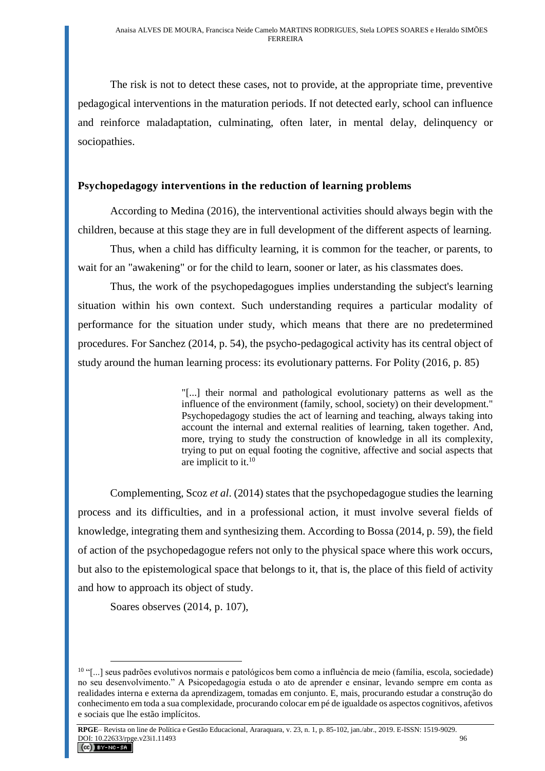The risk is not to detect these cases, not to provide, at the appropriate time, preventive pedagogical interventions in the maturation periods. If not detected early, school can influence and reinforce maladaptation, culminating, often later, in mental delay, delinquency or sociopathies.

## Psychopedagogy interventions in the reduction of learning problems

According to Medina (2016), the interventional activities should always begin with the children, because at this stage they are in full development of the different aspects of learning.

Thus, when a child has difficulty learning, it is common for the teacher, or parents, to wait for an "awakening" or for the child to learn, sooner or later, as his classmates does.

Thus, the work of the psychopedagogues implies understanding the subject's learning situation within his own context. Such understanding requires a particular modality of performance for the situation under study, which means that there are no predetermined procedures. For Sanchez (2014, p. 54), the psycho-pedagogical activity has its central object of study around the human learning process: its evolutionary patterns. For Polity (2016, p. 85)

> "[...] their normal and pathological evolutionary patterns as well as the influence of the environment (family, school, society) on their development." Psychopedagogy studies the act of learning and teaching, always taking into account the internal and external realities of learning, taken together. And, more, trying to study the construction of knowledge in all its complexity, trying to put on equal footing the cognitive, affective and social aspects that are implicit to it.[10]

Complementing, Scoz *et al*. (2014) states that the psychopedagogue studies the learning process and its difficulties, and in a professional action, it must involve several fields of knowledge, integrating them and synthesizing them. According to Bossa (2014, p. 59), the field of action of the psychopedagogue refers not only to the physical space where this work occurs, but also to the epistemological space that belongs to it, that is, the place of this field of activity and how to approach its object of study.

Soares observes (2014, p. 107),

---

[10] "[...] seus padrões evolutivos normais e patológicos bem como a influência de meio (família, escola, sociedade) no seu desenvolvimento." A Psicopedagogia estuda o ato de aprender e ensinar, levando sempre em conta as realidades interna e externa da aprendizagem, tomadas em conjunto. E, mais, procurando estudar a construção do conhecimento em toda a sua complexidade, procurando colocar em pé de igualdade os aspectos cognitivos, afetivos e sociais que lhe estão implícitos.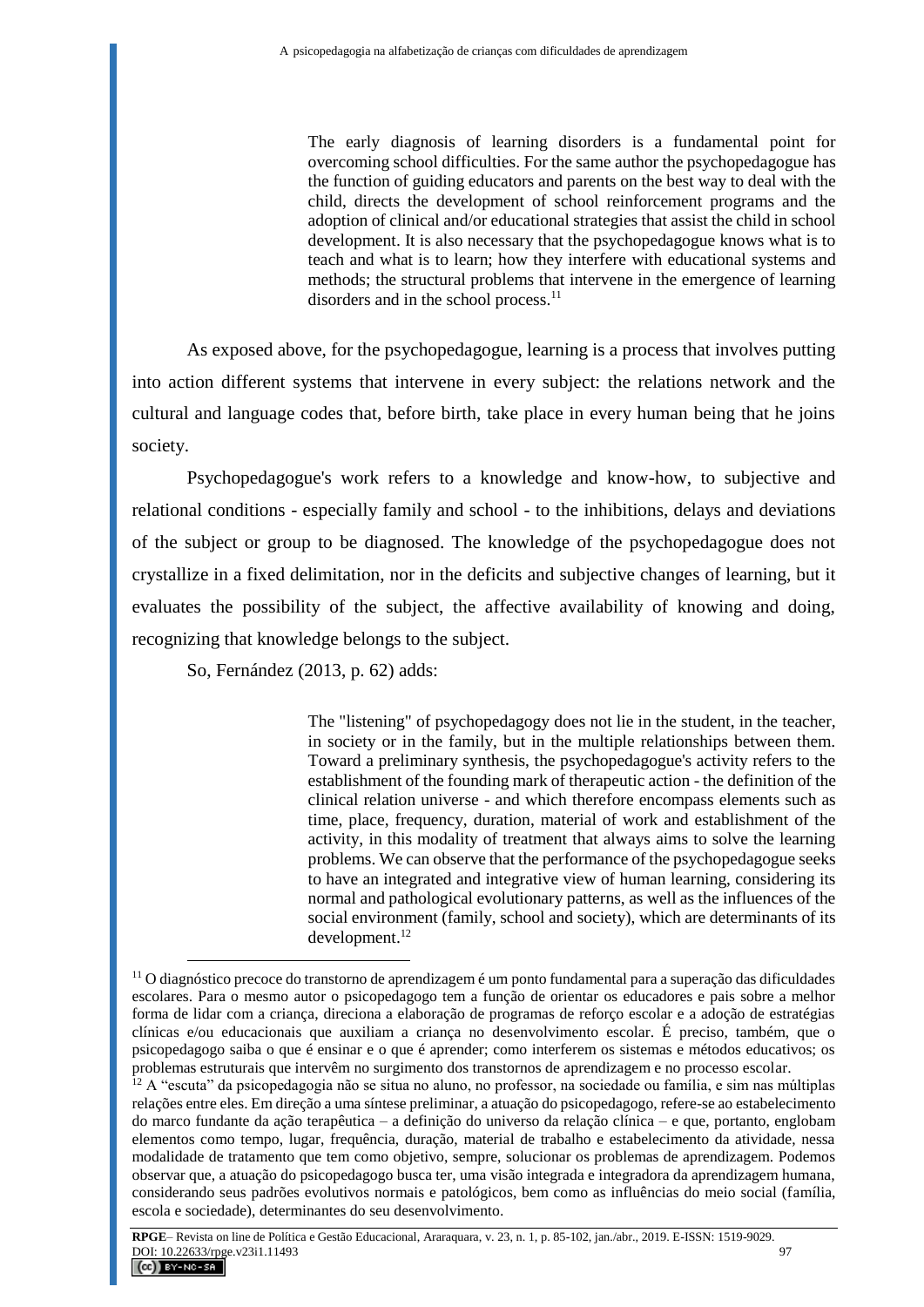> The early diagnosis of learning disorders is a fundamental point for overcoming school difficulties. For the same author the psychopedagogue has the function of guiding educators and parents on the best way to deal with the child, directs the development of school reinforcement programs and the adoption of clinical and/or educational strategies that assist the child in school development. It is also necessary that the psychopedagogue knows what is to teach and what is to learn; how they interfere with educational systems and methods; the structural problems that intervene in the emergence of learning disorders and in the school process.[11]

As exposed above, for the psychopedagogue, learning is a process that involves putting into action different systems that intervene in every subject: the relations network and the cultural and language codes that, before birth, take place in every human being that he joins society.

Psychopedagogue's work refers to a knowledge and know-how, to subjective and relational conditions - especially family and school - to the inhibitions, delays and deviations of the subject or group to be diagnosed. The knowledge of the psychopedagogue does not crystallize in a fixed delimitation, nor in the deficits and subjective changes of learning, but it evaluates the possibility of the subject, the affective availability of knowing and doing, recognizing that knowledge belongs to the subject.

So, Fernández (2013, p. 62) adds:

> The "listening" of psychopedagogy does not lie in the student, in the teacher, in society or in the family, but in the multiple relationships between them. Toward a preliminary synthesis, the psychopedagogue's activity refers to the establishment of the founding mark of therapeutic action - the definition of the clinical relation universe - and which therefore encompass elements such as time, place, frequency, duration, material of work and establishment of the activity, in this modality of treatment that always aims to solve the learning problems. We can observe that the performance of the psychopedagogue seeks to have an integrated and integrative view of human learning, considering its normal and pathological evolutionary patterns, as well as the influences of the social environment (family, school and society), which are determinants of its development.[12]

---

[11] O diagnóstico precoce do transtorno de aprendizagem é um ponto fundamental para a superação das dificuldades escolares. Para o mesmo autor o psicopedagogo tem a função de orientar os educadores e pais sobre a melhor forma de lidar com a criança, direciona a elaboração de programas de reforço escolar e a adoção de estratégias clínicas e/ou educacionais que auxiliam a criança no desenvolvimento escolar. É preciso, também, que o psicopedagogo saiba o que é ensinar e o que é aprender; como interferem os sistemas e métodos educativos; os problemas estruturais que intervêm no surgimento dos transtornos de aprendizagem e no processo escolar.

[12] A "escuta" da psicopedagogia não se situa no aluno, no professor, na sociedade ou família, e sim nas múltiplas relações entre eles. Em direção a uma síntese preliminar, a atuação do psicopedagogo, refere-se ao estabelecimento do marco fundante da ação terapêutica – a definição do universo da relação clínica – e que, portanto, englobam elementos como tempo, lugar, frequência, duração, material de trabalho e estabelecimento da atividade, nessa modalidade de tratamento que tem como objetivo, sempre, solucionar os problemas de aprendizagem. Podemos observar que, a atuação do psicopedagogo busca ter, uma visão integrada e integradora da aprendizagem humana, considerando seus padrões evolutivos normais e patológicos, bem como as influências do meio social (família, escola e sociedade), determinantes do seu desenvolvimento.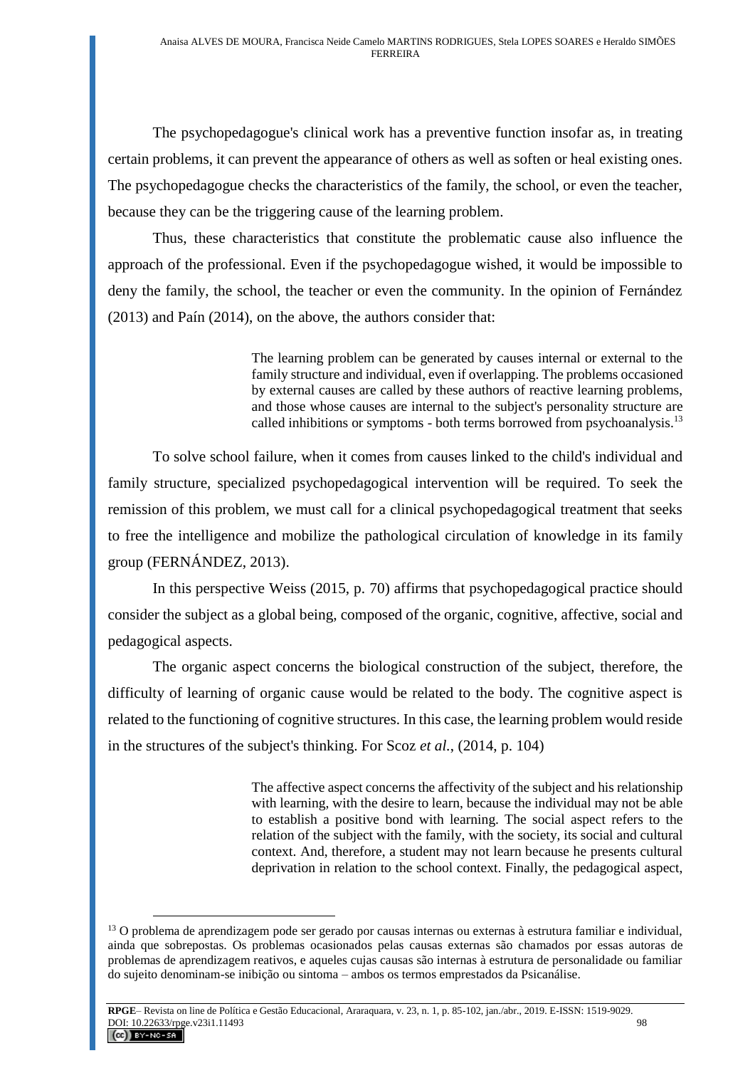The psychopedagogue's clinical work has a preventive function insofar as, in treating certain problems, it can prevent the appearance of others as well as soften or heal existing ones. The psychopedagogue checks the characteristics of the family, the school, or even the teacher, because they can be the triggering cause of the learning problem.

Thus, these characteristics that constitute the problematic cause also influence the approach of the professional. Even if the psychopedagogue wished, it would be impossible to deny the family, the school, the teacher or even the community. In the opinion of Fernández (2013) and Paín (2014), on the above, the authors consider that:

> The learning problem can be generated by causes internal or external to the family structure and individual, even if overlapping. The problems occasioned by external causes are called by these authors of reactive learning problems, and those whose causes are internal to the subject's personality structure are called inhibitions or symptoms - both terms borrowed from psychoanalysis.[13]

To solve school failure, when it comes from causes linked to the child's individual and family structure, specialized psychopedagogical intervention will be required. To seek the remission of this problem, we must call for a clinical psychopedagogical treatment that seeks to free the intelligence and mobilize the pathological circulation of knowledge in its family group (FERNÁNDEZ, 2013).

In this perspective Weiss (2015, p. 70) affirms that psychopedagogical practice should consider the subject as a global being, composed of the organic, cognitive, affective, social and pedagogical aspects.

The organic aspect concerns the biological construction of the subject, therefore, the difficulty of learning of organic cause would be related to the body. The cognitive aspect is related to the functioning of cognitive structures. In this case, the learning problem would reside in the structures of the subject's thinking. For Scoz *et al.*, (2014, p. 104)

> The affective aspect concerns the affectivity of the subject and his relationship with learning, with the desire to learn, because the individual may not be able to establish a positive bond with learning. The social aspect refers to the relation of the subject with the family, with the society, its social and cultural context. And, therefore, a student may not learn because he presents cultural deprivation in relation to the school context. Finally, the pedagogical aspect,

[13] O problema de aprendizagem pode ser gerado por causas internas ou externas à estrutura familiar e individual, ainda que sobrepostas. Os problemas ocasionados pelas causas externas são chamados por essas autoras de problemas de aprendizagem reativos, e aqueles cujas causas são internas à estrutura de personalidade ou familiar do sujeito denominam-se inibição ou sintoma – ambos os termos emprestados da Psicanálise.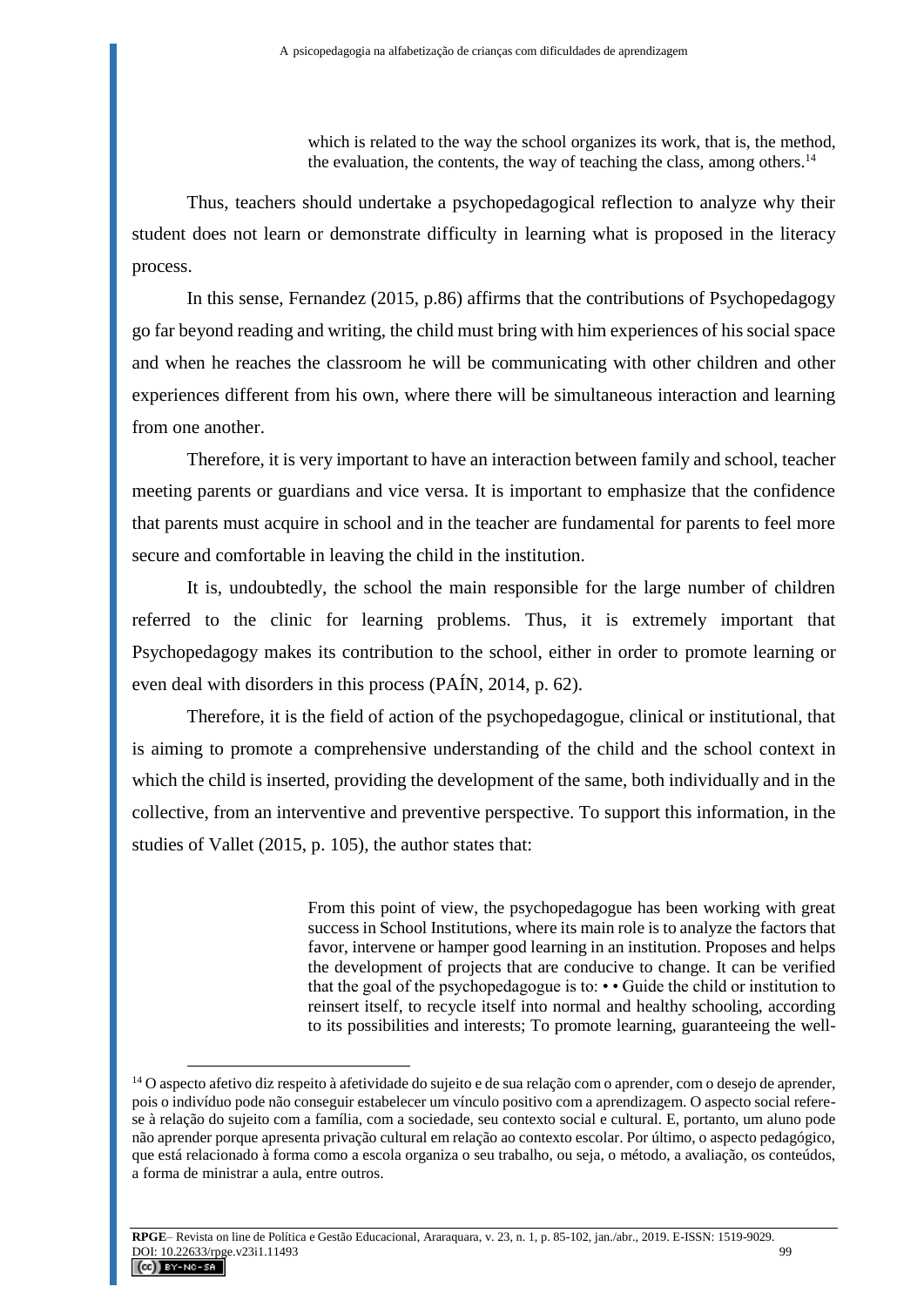> which is related to the way the school organizes its work, that is, the method, the evaluation, the contents, the way of teaching the class, among others.[14]

Thus, teachers should undertake a psychopedagogical reflection to analyze why their student does not learn or demonstrate difficulty in learning what is proposed in the literacy process.

In this sense, Fernandez (2015, p.86) affirms that the contributions of Psychopedagogy go far beyond reading and writing, the child must bring with him experiences of his social space and when he reaches the classroom he will be communicating with other children and other experiences different from his own, where there will be simultaneous interaction and learning from one another.

Therefore, it is very important to have an interaction between family and school, teacher meeting parents or guardians and vice versa. It is important to emphasize that the confidence that parents must acquire in school and in the teacher are fundamental for parents to feel more secure and comfortable in leaving the child in the institution.

It is, undoubtedly, the school the main responsible for the large number of children referred to the clinic for learning problems. Thus, it is extremely important that Psychopedagogy makes its contribution to the school, either in order to promote learning or even deal with disorders in this process (PAÍN, 2014, p. 62).

Therefore, it is the field of action of the psychopedagogue, clinical or institutional, that is aiming to promote a comprehensive understanding of the child and the school context in which the child is inserted, providing the development of the same, both individually and in the collective, from an interventive and preventive perspective. To support this information, in the studies of Vallet (2015, p. 105), the author states that:

> From this point of view, the psychopedagogue has been working with great success in School Institutions, where its main role is to analyze the factors that favor, intervene or hamper good learning in an institution. Proposes and helps the development of projects that are conducive to change. It can be verified that the goal of the psychopedagogue is to: • • Guide the child or institution to reinsert itself, to recycle itself into normal and healthy schooling, according to its possibilities and interests; To promote learning, guaranteeing the well-

---

[14] O aspecto afetivo diz respeito à afetividade do sujeito e de sua relação com o aprender, com o desejo de aprender, pois o indivíduo pode não conseguir estabelecer um vínculo positivo com a aprendizagem. O aspecto social refere-se à relação do sujeito com a família, com a sociedade, seu contexto social e cultural. E, portanto, um aluno pode não aprender porque apresenta privação cultural em relação ao contexto escolar. Por último, o aspecto pedagógico, que está relacionado à forma como a escola organiza o seu trabalho, ou seja, o método, a avaliação, os conteúdos, a forma de ministrar a aula, entre outros.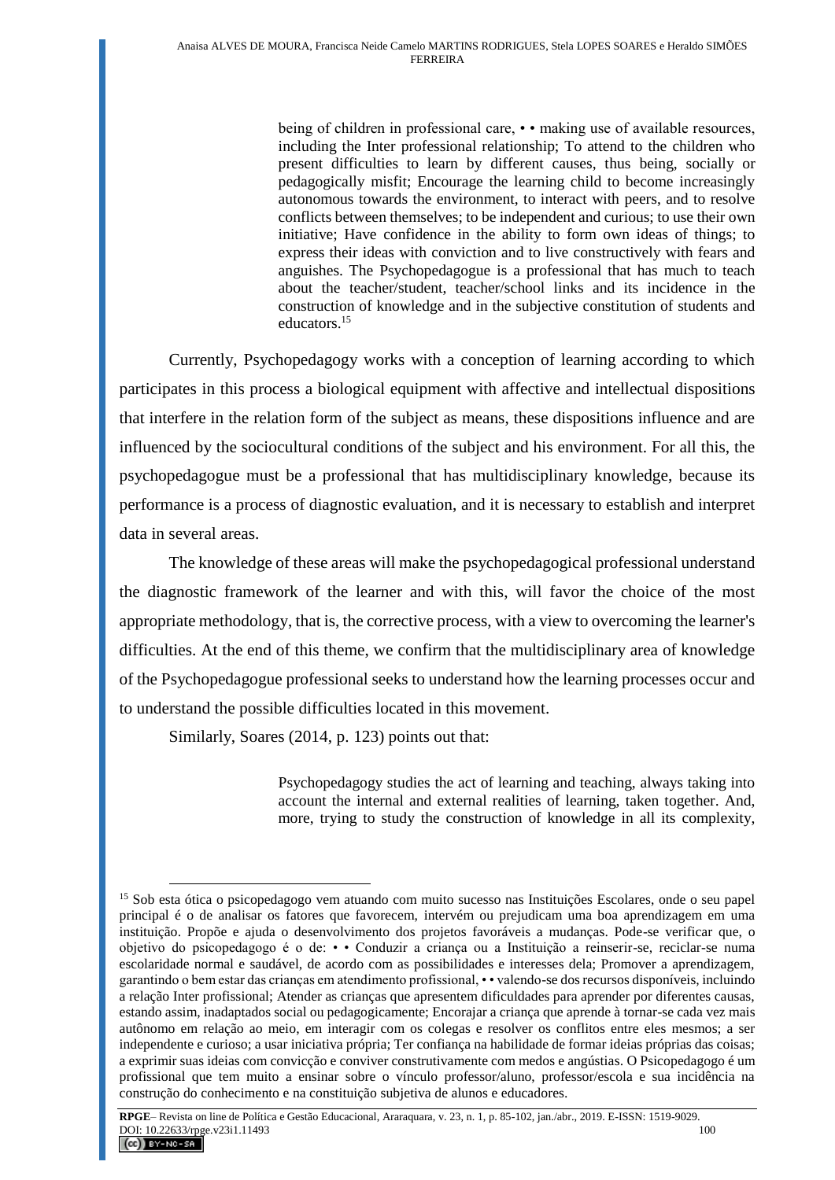> being of children in professional care, • • making use of available resources, including the Inter professional relationship; To attend to the children who present difficulties to learn by different causes, thus being, socially or pedagogically misfit; Encourage the learning child to become increasingly autonomous towards the environment, to interact with peers, and to resolve conflicts between themselves; to be independent and curious; to use their own initiative; Have confidence in the ability to form own ideas of things; to express their ideas with conviction and to live constructively with fears and anguishes. The Psychopedagogue is a professional that has much to teach about the teacher/student, teacher/school links and its incidence in the construction of knowledge and in the subjective constitution of students and educators.[15]

Currently, Psychopedagogy works with a conception of learning according to which participates in this process a biological equipment with affective and intellectual dispositions that interfere in the relation form of the subject as means, these dispositions influence and are influenced by the sociocultural conditions of the subject and his environment. For all this, the psychopedagogue must be a professional that has multidisciplinary knowledge, because its performance is a process of diagnostic evaluation, and it is necessary to establish and interpret data in several areas.

The knowledge of these areas will make the psychopedagogical professional understand the diagnostic framework of the learner and with this, will favor the choice of the most appropriate methodology, that is, the corrective process, with a view to overcoming the learner's difficulties. At the end of this theme, we confirm that the multidisciplinary area of knowledge of the Psychopedagogue professional seeks to understand how the learning processes occur and to understand the possible difficulties located in this movement.

Similarly, Soares (2014, p. 123) points out that:

> Psychopedagogy studies the act of learning and teaching, always taking into account the internal and external realities of learning, taken together. And, more, trying to study the construction of knowledge in all its complexity,

[15] Sob esta ótica o psicopedagogo vem atuando com muito sucesso nas Instituições Escolares, onde o seu papel principal é o de analisar os fatores que favorecem, intervém ou prejudicam uma boa aprendizagem em uma instituição. Propõe e ajuda o desenvolvimento dos projetos favoráveis a mudanças. Pode-se verificar que, o objetivo do psicopedagogo é o de: • • Conduzir a criança ou a Instituição a reinserir-se, reciclar-se numa escolaridade normal e saudável, de acordo com as possibilidades e interesses dela; Promover a aprendizagem, garantindo o bem estar das crianças em atendimento profissional, • • valendo-se dos recursos disponíveis, incluindo a relação Inter profissional; Atender as crianças que apresentem dificuldades para aprender por diferentes causas, estando assim, inadaptados social ou pedagogicamente; Encorajar a criança que aprende à tornar-se cada vez mais autônomo em relação ao meio, em interagir com os colegas e resolver os conflitos entre eles mesmos; a ser independente e curioso; a usar iniciativa própria; Ter confiança na habilidade de formar ideias próprias das coisas; a exprimir suas ideias com convicção e conviver construtivamente com medos e angústias. O Psicopedagogo é um profissional que tem muito a ensinar sobre o vínculo professor/aluno, professor/escola e sua incidência na construção do conhecimento e na constituição subjetiva de alunos e educadores.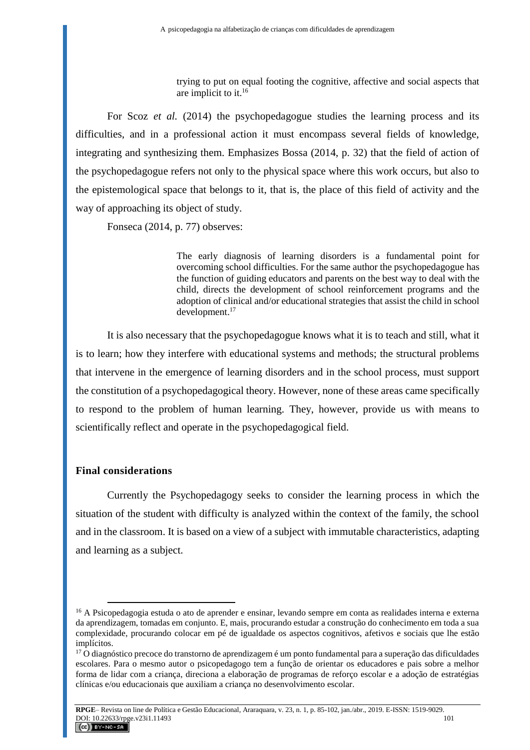> trying to put on equal footing the cognitive, affective and social aspects that are implicit to it.[16]

For Scoz *et al.* (2014) the psychopedagogue studies the learning process and its difficulties, and in a professional action it must encompass several fields of knowledge, integrating and synthesizing them. Emphasizes Bossa (2014, p. 32) that the field of action of the psychopedagogue refers not only to the physical space where this work occurs, but also to the epistemological space that belongs to it, that is, the place of this field of activity and the way of approaching its object of study.

Fonseca (2014, p. 77) observes:

> The early diagnosis of learning disorders is a fundamental point for overcoming school difficulties. For the same author the psychopedagogue has the function of guiding educators and parents on the best way to deal with the child, directs the development of school reinforcement programs and the adoption of clinical and/or educational strategies that assist the child in school development.[17]

It is also necessary that the psychopedagogue knows what it is to teach and still, what it is to learn; how they interfere with educational systems and methods; the structural problems that intervene in the emergence of learning disorders and in the school process, must support the constitution of a psychopedagogical theory. However, none of these areas came specifically to respond to the problem of human learning. They, however, provide us with means to scientifically reflect and operate in the psychopedagogical field.

## Final considerations

Currently the Psychopedagogy seeks to consider the learning process in which the situation of the student with difficulty is analyzed within the context of the family, the school and in the classroom. It is based on a view of a subject with immutable characteristics, adapting and learning as a subject.

---

[16] A Psicopedagogia estuda o ato de aprender e ensinar, levando sempre em conta as realidades interna e externa da aprendizagem, tomadas em conjunto. E, mais, procurando estudar a construção do conhecimento em toda a sua complexidade, procurando colocar em pé de igualdade os aspectos cognitivos, afetivos e sociais que lhe estão implícitos.

[17] O diagnóstico precoce do transtorno de aprendizagem é um ponto fundamental para a superação das dificuldades escolares. Para o mesmo autor o psicopedagogo tem a função de orientar os educadores e pais sobre a melhor forma de lidar com a criança, direciona a elaboração de programas de reforço escolar e a adoção de estratégias clínicas e/ou educacionais que auxiliam a criança no desenvolvimento escolar.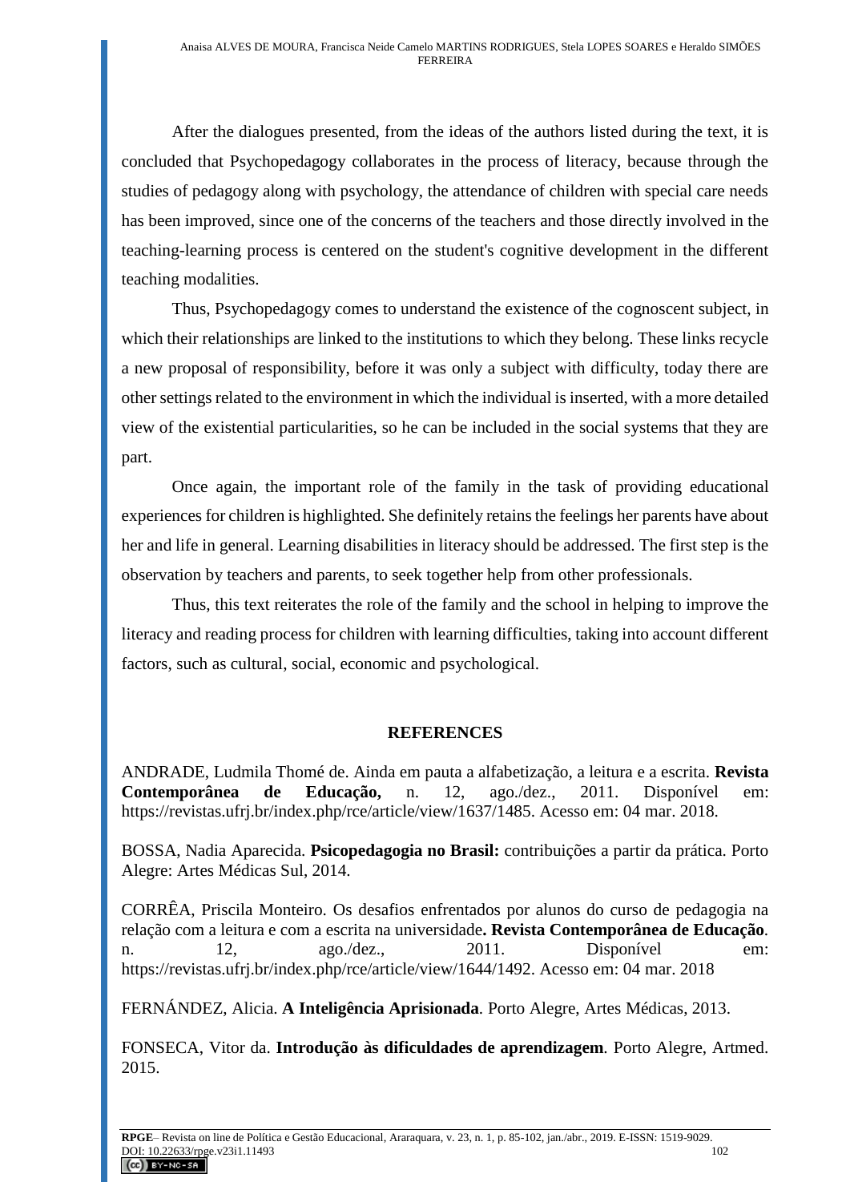After the dialogues presented, from the ideas of the authors listed during the text, it is concluded that Psychopedagogy collaborates in the process of literacy, because through the studies of pedagogy along with psychology, the attendance of children with special care needs has been improved, since one of the concerns of the teachers and those directly involved in the teaching-learning process is centered on the student's cognitive development in the different teaching modalities.

Thus, Psychopedagogy comes to understand the existence of the cognoscent subject, in which their relationships are linked to the institutions to which they belong. These links recycle a new proposal of responsibility, before it was only a subject with difficulty, today there are other settings related to the environment in which the individual is inserted, with a more detailed view of the existential particularities, so he can be included in the social systems that they are part.

Once again, the important role of the family in the task of providing educational experiences for children is highlighted. She definitely retains the feelings her parents have about her and life in general. Learning disabilities in literacy should be addressed. The first step is the observation by teachers and parents, to seek together help from other professionals.

Thus, this text reiterates the role of the family and the school in helping to improve the literacy and reading process for children with learning difficulties, taking into account different factors, such as cultural, social, economic and psychological.

## REFERENCES

ANDRADE, Ludmila Thomé de. Ainda em pauta a alfabetização, a leitura e a escrita. **Revista Contemporânea de Educação,** n. 12, ago./dez., 2011. Disponível em: https://revistas.ufrj.br/index.php/rce/article/view/1637/1485. Acesso em: 04 mar. 2018.

BOSSA, Nadia Aparecida. **Psicopedagogia no Brasil:** contribuições a partir da prática. Porto Alegre: Artes Médicas Sul, 2014.

CORRÊA, Priscila Monteiro. Os desafios enfrentados por alunos do curso de pedagogia na relação com a leitura e com a escrita na universidade**. Revista Contemporânea de Educação**. n. 12, ago./dez., 2011. Disponível em: https://revistas.ufrj.br/index.php/rce/article/view/1644/1492. Acesso em: 04 mar. 2018

FERNÁNDEZ, Alicia. **A Inteligência Aprisionada**. Porto Alegre, Artes Médicas, 2013.

FONSECA, Vitor da. **Introdução às dificuldades de aprendizagem**. Porto Alegre, Artmed. 2015.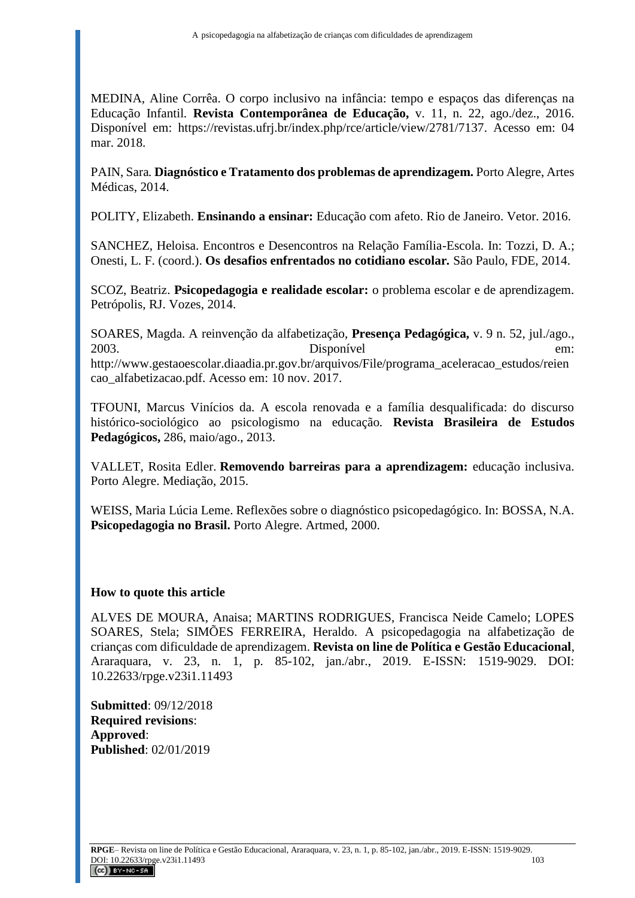MEDINA, Aline Corrêa. O corpo inclusivo na infância: tempo e espaços das diferenças na Educação Infantil. **Revista Contemporânea de Educação,** v. 11, n. 22, ago./dez., 2016. Disponível em: https://revistas.ufrj.br/index.php/rce/article/view/2781/7137. Acesso em: 04 mar. 2018.

PAIN, Sara. **Diagnóstico e Tratamento dos problemas de aprendizagem.** Porto Alegre, Artes Médicas, 2014.

POLITY, Elizabeth. **Ensinando a ensinar:** Educação com afeto. Rio de Janeiro. Vetor. 2016.

SANCHEZ, Heloisa. Encontros e Desencontros na Relação Família-Escola. In: Tozzi, D. A.; Onesti, L. F. (coord.). **Os desafios enfrentados no cotidiano escolar.** São Paulo, FDE, 2014.

SCOZ, Beatriz. **Psicopedagogia e realidade escolar:** o problema escolar e de aprendizagem. Petrópolis, RJ. Vozes, 2014.

SOARES, Magda. A reinvenção da alfabetização, **Presença Pedagógica,** v. 9 n. 52, jul./ago., 2003. Disponível em: http://www.gestaoescolar.diaadia.pr.gov.br/arquivos/File/programa_aceleracao_estudos/reiencao_alfabetizacao.pdf. Acesso em: 10 nov. 2017.

TFOUNI, Marcus Vinícios da. A escola renovada e a família desqualificada: do discurso histórico-sociológico ao psicologismo na educação. **Revista Brasileira de Estudos Pedagógicos,** 286, maio/ago., 2013.

VALLET, Rosita Edler. **Removendo barreiras para a aprendizagem:** educação inclusiva. Porto Alegre. Mediação, 2015.

WEISS, Maria Lúcia Leme. Reflexões sobre o diagnóstico psicopedagógico. In: BOSSA, N.A. **Psicopedagogia no Brasil.** Porto Alegre. Artmed, 2000.

**How to quote this article**

ALVES DE MOURA, Anaisa; MARTINS RODRIGUES, Francisca Neide Camelo; LOPES SOARES, Stela; SIMÕES FERREIRA, Heraldo. A psicopedagogia na alfabetização de crianças com dificuldade de aprendizagem. **Revista on line de Política e Gestão Educacional**, Araraquara, v. 23, n. 1, p. 85-102, jan./abr., 2019. E-ISSN: 1519-9029. DOI: 10.22633/rpge.v23i1.11493

**Submitted**: 09/12/2018
**Required revisions**:
**Approved**:
**Published**: 02/01/2019